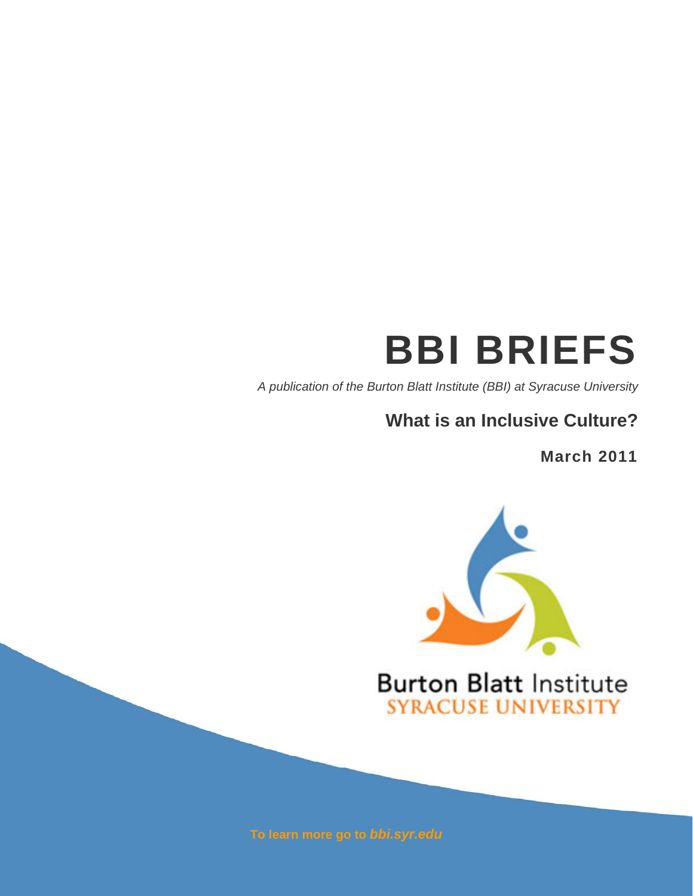# BBI BRIEFS

*A publication of the Burton Blatt Institute (BBI) at Syracuse University*

## What is an Inclusive Culture?

**March 2011**

Burton Blatt Institute
SYRACUSE UNIVERSITY

To learn more go to ***bbi.syr.edu***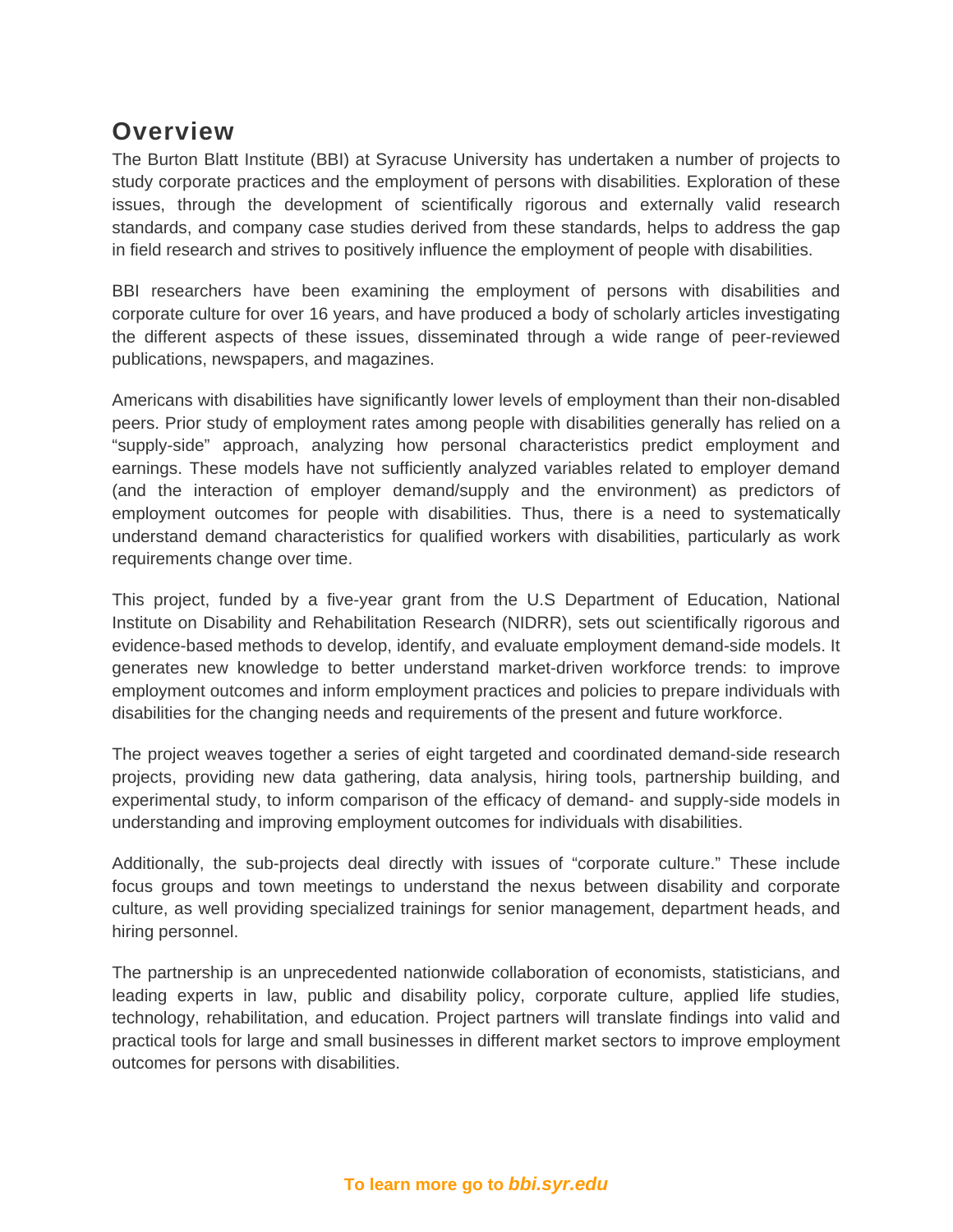## Overview

The Burton Blatt Institute (BBI) at Syracuse University has undertaken a number of projects to study corporate practices and the employment of persons with disabilities. Exploration of these issues, through the development of scientifically rigorous and externally valid research standards, and company case studies derived from these standards, helps to address the gap in field research and strives to positively influence the employment of people with disabilities.

BBI researchers have been examining the employment of persons with disabilities and corporate culture for over 16 years, and have produced a body of scholarly articles investigating the different aspects of these issues, disseminated through a wide range of peer-reviewed publications, newspapers, and magazines.

Americans with disabilities have significantly lower levels of employment than their non-disabled peers. Prior study of employment rates among people with disabilities generally has relied on a "supply-side" approach, analyzing how personal characteristics predict employment and earnings. These models have not sufficiently analyzed variables related to employer demand (and the interaction of employer demand/supply and the environment) as predictors of employment outcomes for people with disabilities. Thus, there is a need to systematically understand demand characteristics for qualified workers with disabilities, particularly as work requirements change over time.

This project, funded by a five-year grant from the U.S Department of Education, National Institute on Disability and Rehabilitation Research (NIDRR), sets out scientifically rigorous and evidence-based methods to develop, identify, and evaluate employment demand-side models. It generates new knowledge to better understand market-driven workforce trends: to improve employment outcomes and inform employment practices and policies to prepare individuals with disabilities for the changing needs and requirements of the present and future workforce.

The project weaves together a series of eight targeted and coordinated demand-side research projects, providing new data gathering, data analysis, hiring tools, partnership building, and experimental study, to inform comparison of the efficacy of demand- and supply-side models in understanding and improving employment outcomes for individuals with disabilities.

Additionally, the sub-projects deal directly with issues of "corporate culture." These include focus groups and town meetings to understand the nexus between disability and corporate culture, as well providing specialized trainings for senior management, department heads, and hiring personnel.

The partnership is an unprecedented nationwide collaboration of economists, statisticians, and leading experts in law, public and disability policy, corporate culture, applied life studies, technology, rehabilitation, and education. Project partners will translate findings into valid and practical tools for large and small businesses in different market sectors to improve employment outcomes for persons with disabilities.

**To learn more go to *bbi.syr.edu***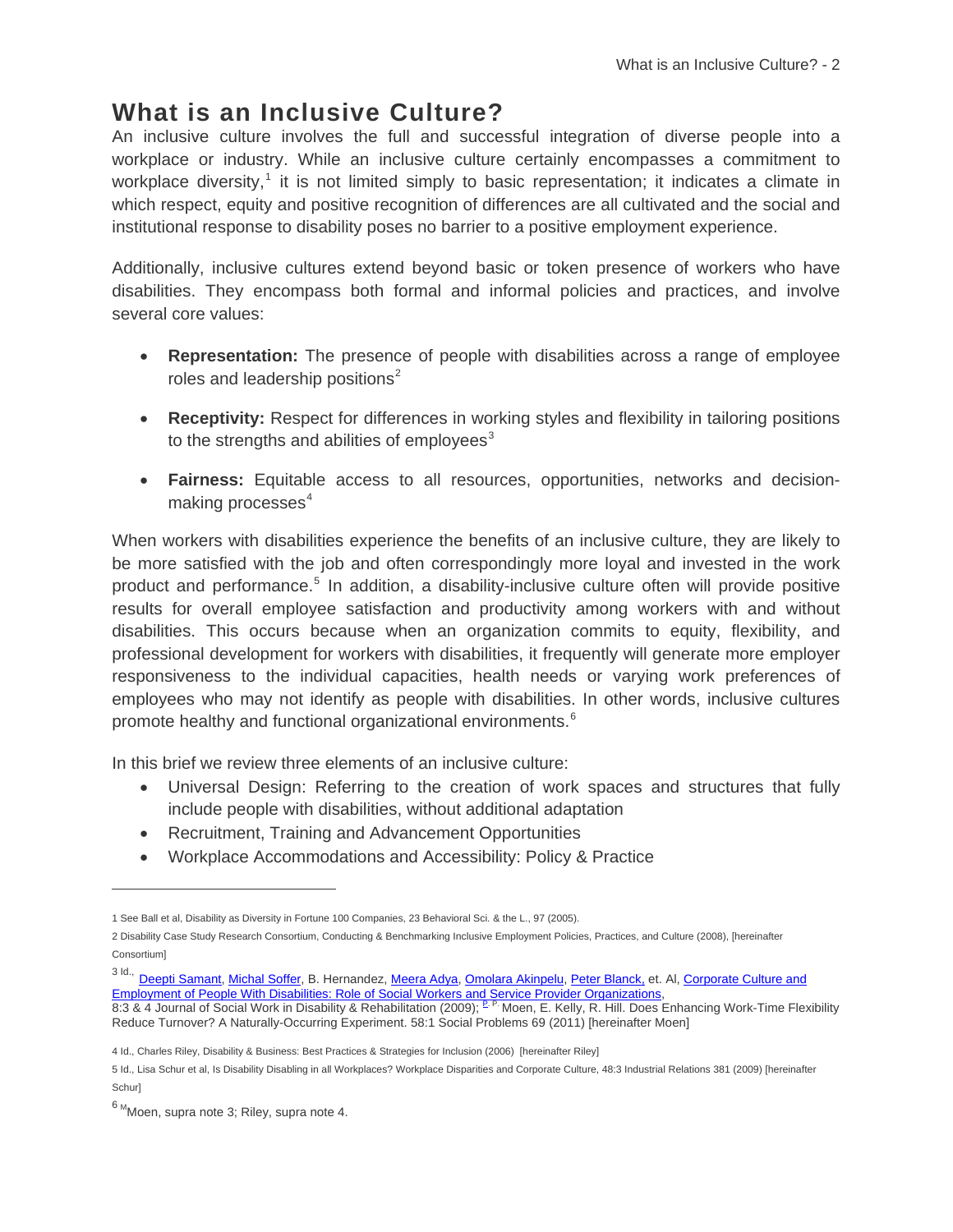# What is an Inclusive Culture?

An inclusive culture involves the full and successful integration of diverse people into a workplace or industry. While an inclusive culture certainly encompasses a commitment to workplace diversity,[1] it is not limited simply to basic representation; it indicates a climate in which respect, equity and positive recognition of differences are all cultivated and the social and institutional response to disability poses no barrier to a positive employment experience.

Additionally, inclusive cultures extend beyond basic or token presence of workers who have disabilities. They encompass both formal and informal policies and practices, and involve several core values:

- **Representation:** The presence of people with disabilities across a range of employee roles and leadership positions[2]
- **Receptivity:** Respect for differences in working styles and flexibility in tailoring positions to the strengths and abilities of employees[3]
- **Fairness:** Equitable access to all resources, opportunities, networks and decision-making processes[4]

When workers with disabilities experience the benefits of an inclusive culture, they are likely to be more satisfied with the job and often correspondingly more loyal and invested in the work product and performance.[5] In addition, a disability-inclusive culture often will provide positive results for overall employee satisfaction and productivity among workers with and without disabilities. This occurs because when an organization commits to equity, flexibility, and professional development for workers with disabilities, it frequently will generate more employer responsiveness to the individual capacities, health needs or varying work preferences of employees who may not identify as people with disabilities. In other words, inclusive cultures promote healthy and functional organizational environments.[6]

In this brief we review three elements of an inclusive culture:

- Universal Design: Referring to the creation of work spaces and structures that fully include people with disabilities, without additional adaptation
- Recruitment, Training and Advancement Opportunities
- Workplace Accommodations and Accessibility: Policy & Practice

---

1 See Ball et al, Disability as Diversity in Fortune 100 Companies, 23 Behavioral Sci. & the L., 97 (2005).

2 Disability Case Study Research Consortium, Conducting & Benchmarking Inclusive Employment Policies, Practices, and Culture (2008), [hereinafter Consortium]

3 Id., Deepti Samant, Michal Soffer, B. Hernandez, Meera Adya, Omolara Akinpelu, Peter Blanck, et. Al, Corporate Culture and Employment of People With Disabilities: Role of Social Workers and Service Provider Organizations, 8:3 & 4 Journal of Social Work in Disability & Rehabilitation (2009); P. P. Moen, E. Kelly, R. Hill. Does Enhancing Work-Time Flexibility Reduce Turnover? A Naturally-Occurring Experiment. 58:1 Social Problems 69 (2011) [hereinafter Moen]

4 Id., Charles Riley, Disability & Business: Best Practices & Strategies for Inclusion (2006) [hereinafter Riley]

5 Id., Lisa Schur et al, Is Disability Disabling in all Workplaces? Workplace Disparities and Corporate Culture, 48:3 Industrial Relations 381 (2009) [hereinafter Schur]

6 MMoen, supra note 3; Riley, supra note 4.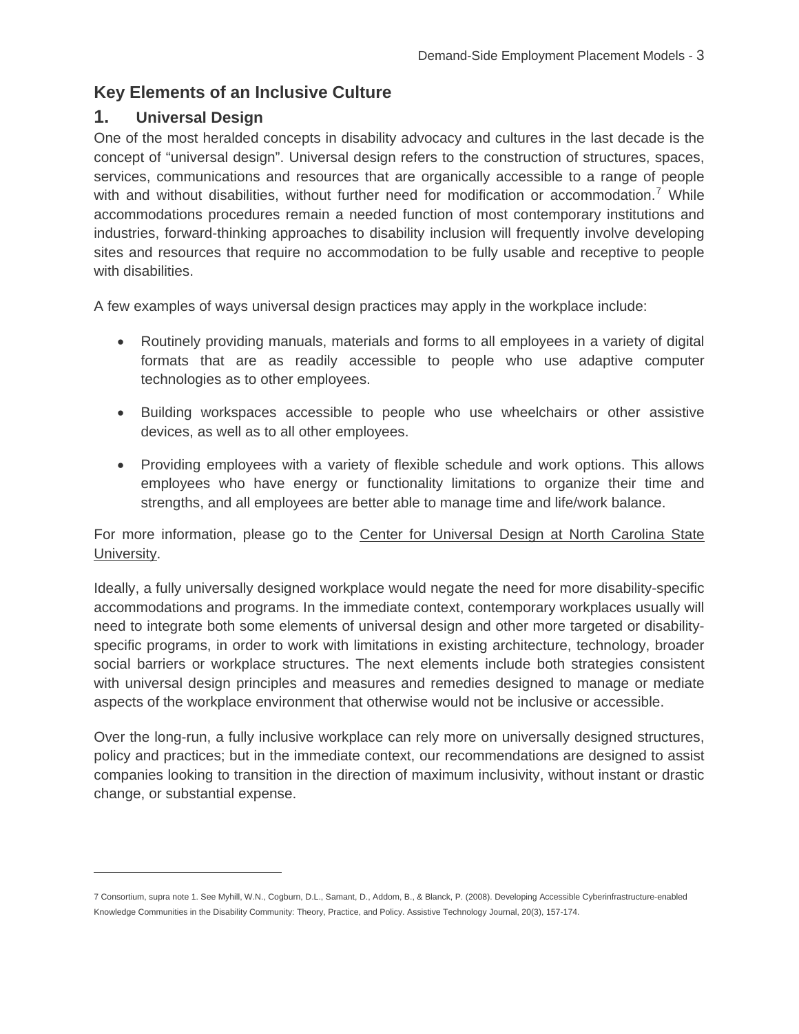## Key Elements of an Inclusive Culture

### 1. Universal Design

One of the most heralded concepts in disability advocacy and cultures in the last decade is the concept of "universal design". Universal design refers to the construction of structures, spaces, services, communications and resources that are organically accessible to a range of people with and without disabilities, without further need for modification or accommodation.[7] While accommodations procedures remain a needed function of most contemporary institutions and industries, forward-thinking approaches to disability inclusion will frequently involve developing sites and resources that require no accommodation to be fully usable and receptive to people with disabilities.

A few examples of ways universal design practices may apply in the workplace include:

- Routinely providing manuals, materials and forms to all employees in a variety of digital formats that are as readily accessible to people who use adaptive computer technologies as to other employees.
- Building workspaces accessible to people who use wheelchairs or other assistive devices, as well as to all other employees.
- Providing employees with a variety of flexible schedule and work options. This allows employees who have energy or functionality limitations to organize their time and strengths, and all employees are better able to manage time and life/work balance.

For more information, please go to the Center for Universal Design at North Carolina State University.

Ideally, a fully universally designed workplace would negate the need for more disability-specific accommodations and programs. In the immediate context, contemporary workplaces usually will need to integrate both some elements of universal design and other more targeted or disability-specific programs, in order to work with limitations in existing architecture, technology, broader social barriers or workplace structures. The next elements include both strategies consistent with universal design principles and measures and remedies designed to manage or mediate aspects of the workplace environment that otherwise would not be inclusive or accessible.

Over the long-run, a fully inclusive workplace can rely more on universally designed structures, policy and practices; but in the immediate context, our recommendations are designed to assist companies looking to transition in the direction of maximum inclusivity, without instant or drastic change, or substantial expense.

---

7 Consortium, supra note 1. See Myhill, W.N., Cogburn, D.L., Samant, D., Addom, B., & Blanck, P. (2008). Developing Accessible Cyberinfrastructure-enabled Knowledge Communities in the Disability Community: Theory, Practice, and Policy. Assistive Technology Journal, 20(3), 157-174.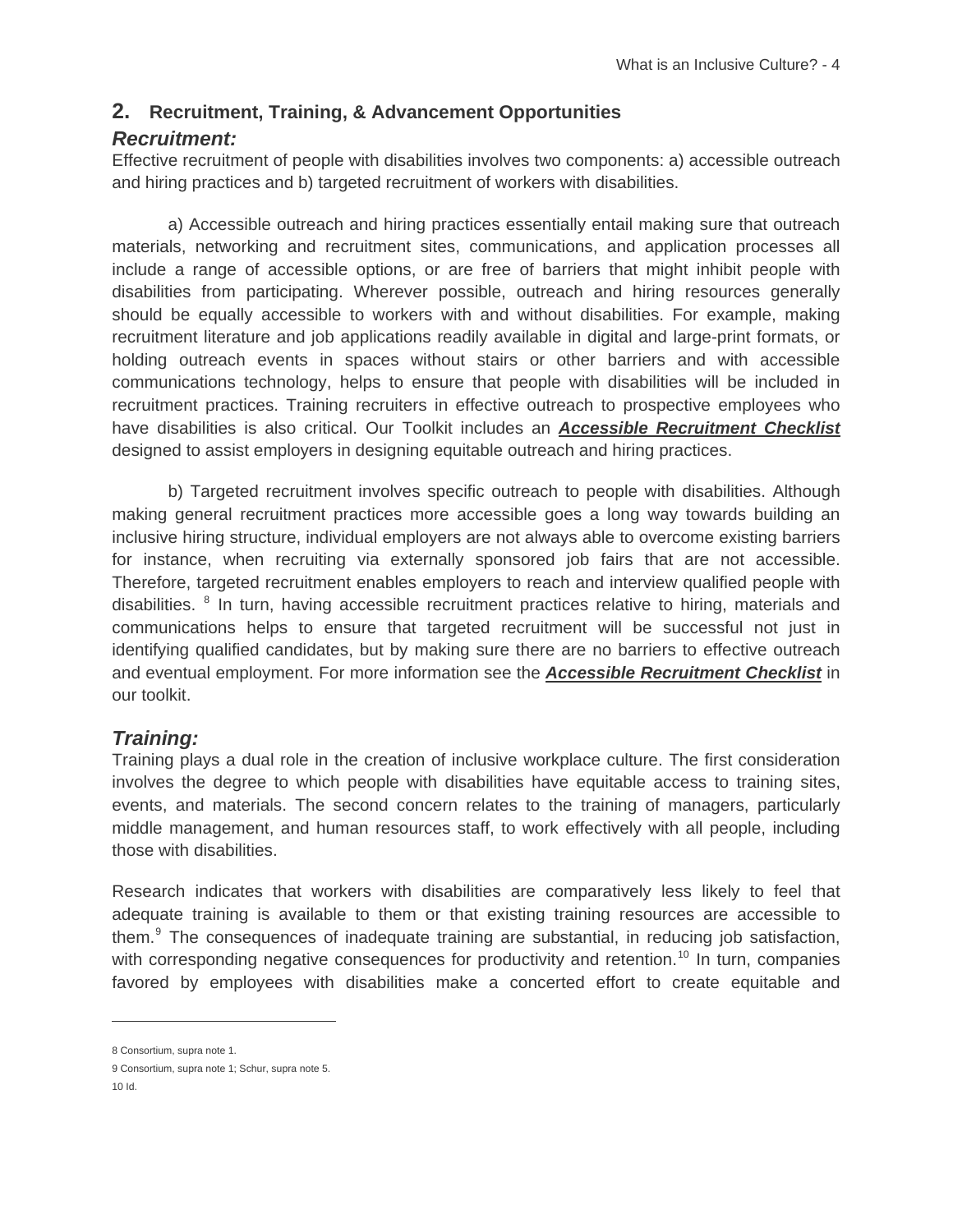## 2. Recruitment, Training, & Advancement Opportunities

### *Recruitment:*

Effective recruitment of people with disabilities involves two components: a) accessible outreach and hiring practices and b) targeted recruitment of workers with disabilities.

a) Accessible outreach and hiring practices essentially entail making sure that outreach materials, networking and recruitment sites, communications, and application processes all include a range of accessible options, or are free of barriers that might inhibit people with disabilities from participating. Wherever possible, outreach and hiring resources generally should be equally accessible to workers with and without disabilities. For example, making recruitment literature and job applications readily available in digital and large-print formats, or holding outreach events in spaces without stairs or other barriers and with accessible communications technology, helps to ensure that people with disabilities will be included in recruitment practices. Training recruiters in effective outreach to prospective employees who have disabilities is also critical. Our Toolkit includes an ***Accessible Recruitment Checklist*** designed to assist employers in designing equitable outreach and hiring practices.

b) Targeted recruitment involves specific outreach to people with disabilities. Although making general recruitment practices more accessible goes a long way towards building an inclusive hiring structure, individual employers are not always able to overcome existing barriers for instance, when recruiting via externally sponsored job fairs that are not accessible. Therefore, targeted recruitment enables employers to reach and interview qualified people with disabilities. [8] In turn, having accessible recruitment practices relative to hiring, materials and communications helps to ensure that targeted recruitment will be successful not just in identifying qualified candidates, but by making sure there are no barriers to effective outreach and eventual employment. For more information see the ***Accessible Recruitment Checklist*** in our toolkit.

### *Training:*

Training plays a dual role in the creation of inclusive workplace culture. The first consideration involves the degree to which people with disabilities have equitable access to training sites, events, and materials. The second concern relates to the training of managers, particularly middle management, and human resources staff, to work effectively with all people, including those with disabilities.

Research indicates that workers with disabilities are comparatively less likely to feel that adequate training is available to them or that existing training resources are accessible to them.[9] The consequences of inadequate training are substantial, in reducing job satisfaction, with corresponding negative consequences for productivity and retention.[10] In turn, companies favored by employees with disabilities make a concerted effort to create equitable and

---

8 Consortium, supra note 1.

9 Consortium, supra note 1; Schur, supra note 5.

10 Id.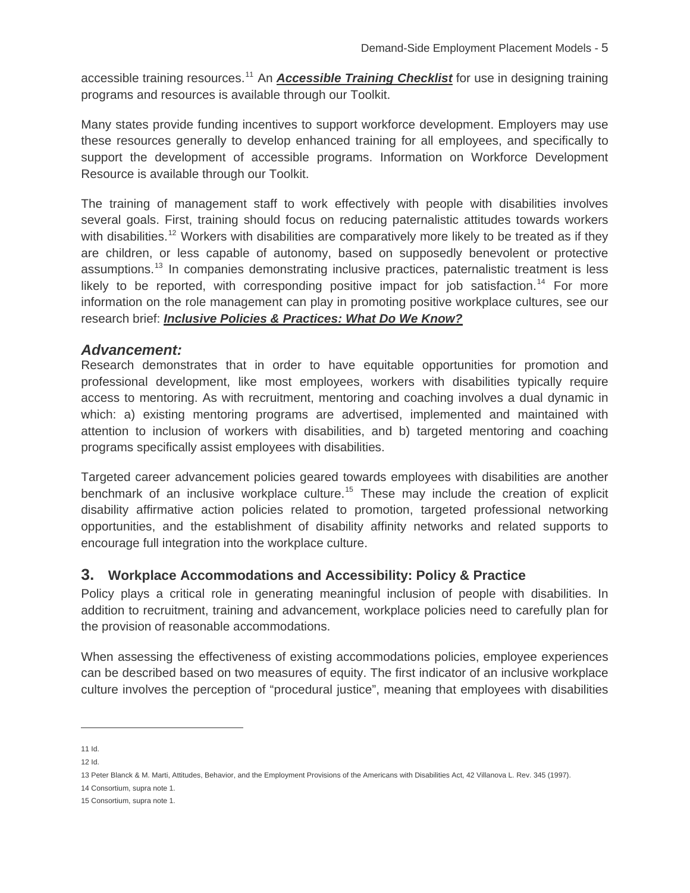accessible training resources.[11] An ***Accessible Training Checklist*** for use in designing training programs and resources is available through our Toolkit.

Many states provide funding incentives to support workforce development. Employers may use these resources generally to develop enhanced training for all employees, and specifically to support the development of accessible programs. Information on Workforce Development Resource is available through our Toolkit.

The training of management staff to work effectively with people with disabilities involves several goals. First, training should focus on reducing paternalistic attitudes towards workers with disabilities.[12] Workers with disabilities are comparatively more likely to be treated as if they are children, or less capable of autonomy, based on supposedly benevolent or protective assumptions.[13] In companies demonstrating inclusive practices, paternalistic treatment is less likely to be reported, with corresponding positive impact for job satisfaction.[14] For more information on the role management can play in promoting positive workplace cultures, see our research brief: ***Inclusive Policies & Practices: What Do We Know?***

### *Advancement:*

Research demonstrates that in order to have equitable opportunities for promotion and professional development, like most employees, workers with disabilities typically require access to mentoring. As with recruitment, mentoring and coaching involves a dual dynamic in which: a) existing mentoring programs are advertised, implemented and maintained with attention to inclusion of workers with disabilities, and b) targeted mentoring and coaching programs specifically assist employees with disabilities.

Targeted career advancement policies geared towards employees with disabilities are another benchmark of an inclusive workplace culture.[15] These may include the creation of explicit disability affirmative action policies related to promotion, targeted professional networking opportunities, and the establishment of disability affinity networks and related supports to encourage full integration into the workplace culture.

## 3. Workplace Accommodations and Accessibility: Policy & Practice

Policy plays a critical role in generating meaningful inclusion of people with disabilities. In addition to recruitment, training and advancement, workplace policies need to carefully plan for the provision of reasonable accommodations.

When assessing the effectiveness of existing accommodations policies, employee experiences can be described based on two measures of equity. The first indicator of an inclusive workplace culture involves the perception of "procedural justice", meaning that employees with disabilities

---

11 Id.

12 Id.

13 Peter Blanck & M. Marti, Attitudes, Behavior, and the Employment Provisions of the Americans with Disabilities Act, 42 Villanova L. Rev. 345 (1997).

14 Consortium, supra note 1.

15 Consortium, supra note 1.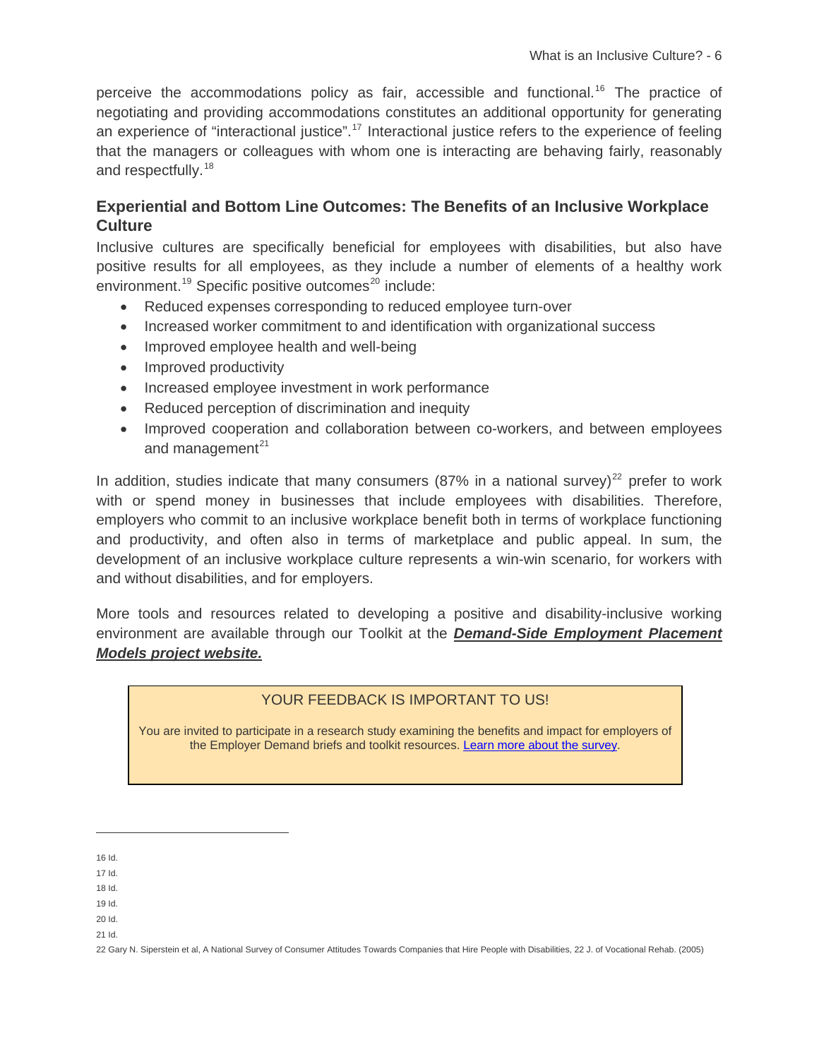perceive the accommodations policy as fair, accessible and functional.[16] The practice of negotiating and providing accommodations constitutes an additional opportunity for generating an experience of "interactional justice".[17] Interactional justice refers to the experience of feeling that the managers or colleagues with whom one is interacting are behaving fairly, reasonably and respectfully.[18]

### Experiential and Bottom Line Outcomes: The Benefits of an Inclusive Workplace Culture

Inclusive cultures are specifically beneficial for employees with disabilities, but also have positive results for all employees, as they include a number of elements of a healthy work environment.[19] Specific positive outcomes[20] include:

- Reduced expenses corresponding to reduced employee turn-over
- Increased worker commitment to and identification with organizational success
- Improved employee health and well-being
- Improved productivity
- Increased employee investment in work performance
- Reduced perception of discrimination and inequity
- Improved cooperation and collaboration between co-workers, and between employees and management[21]

In addition, studies indicate that many consumers (87% in a national survey)[22] prefer to work with or spend money in businesses that include employees with disabilities. Therefore, employers who commit to an inclusive workplace benefit both in terms of workplace functioning and productivity, and often also in terms of marketplace and public appeal. In sum, the development of an inclusive workplace culture represents a win-win scenario, for workers with and without disabilities, and for employers.

More tools and resources related to developing a positive and disability-inclusive working environment are available through our Toolkit at the ***Demand-Side Employment Placement Models project website.***

> YOUR FEEDBACK IS IMPORTANT TO US!
>
> You are invited to participate in a research study examining the benefits and impact for employers of the Employer Demand briefs and toolkit resources. Learn more about the survey.

---

16 Id.

17 Id.

18 Id.

19 Id.

20 Id.

21 Id.

22 Gary N. Siperstein et al, A National Survey of Consumer Attitudes Towards Companies that Hire People with Disabilities, 22 J. of Vocational Rehab. (2005)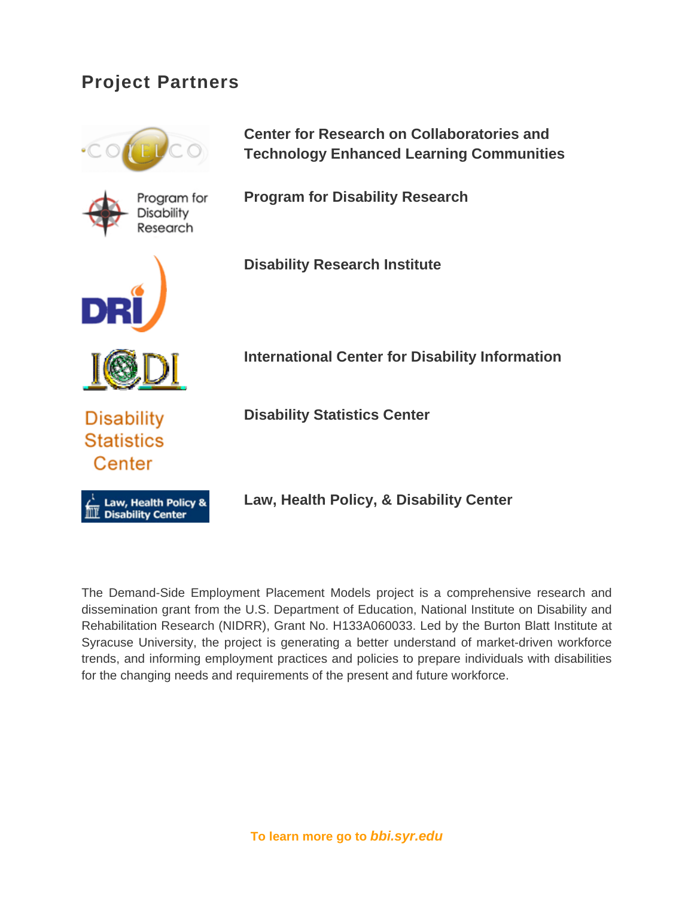## Project Partners

**Center for Research on Collaboratories and Technology Enhanced Learning Communities**

**Program for Disability Research**

**Disability Research Institute**

**International Center for Disability Information**

**Disability Statistics Center**

**Law, Health Policy, & Disability Center**

The Demand-Side Employment Placement Models project is a comprehensive research and dissemination grant from the U.S. Department of Education, National Institute on Disability and Rehabilitation Research (NIDRR), Grant No. H133A060033. Led by the Burton Blatt Institute at Syracuse University, the project is generating a better understand of market-driven workforce trends, and informing employment practices and policies to prepare individuals with disabilities for the changing needs and requirements of the present and future workforce.

**To learn more go to *bbi.syr.edu***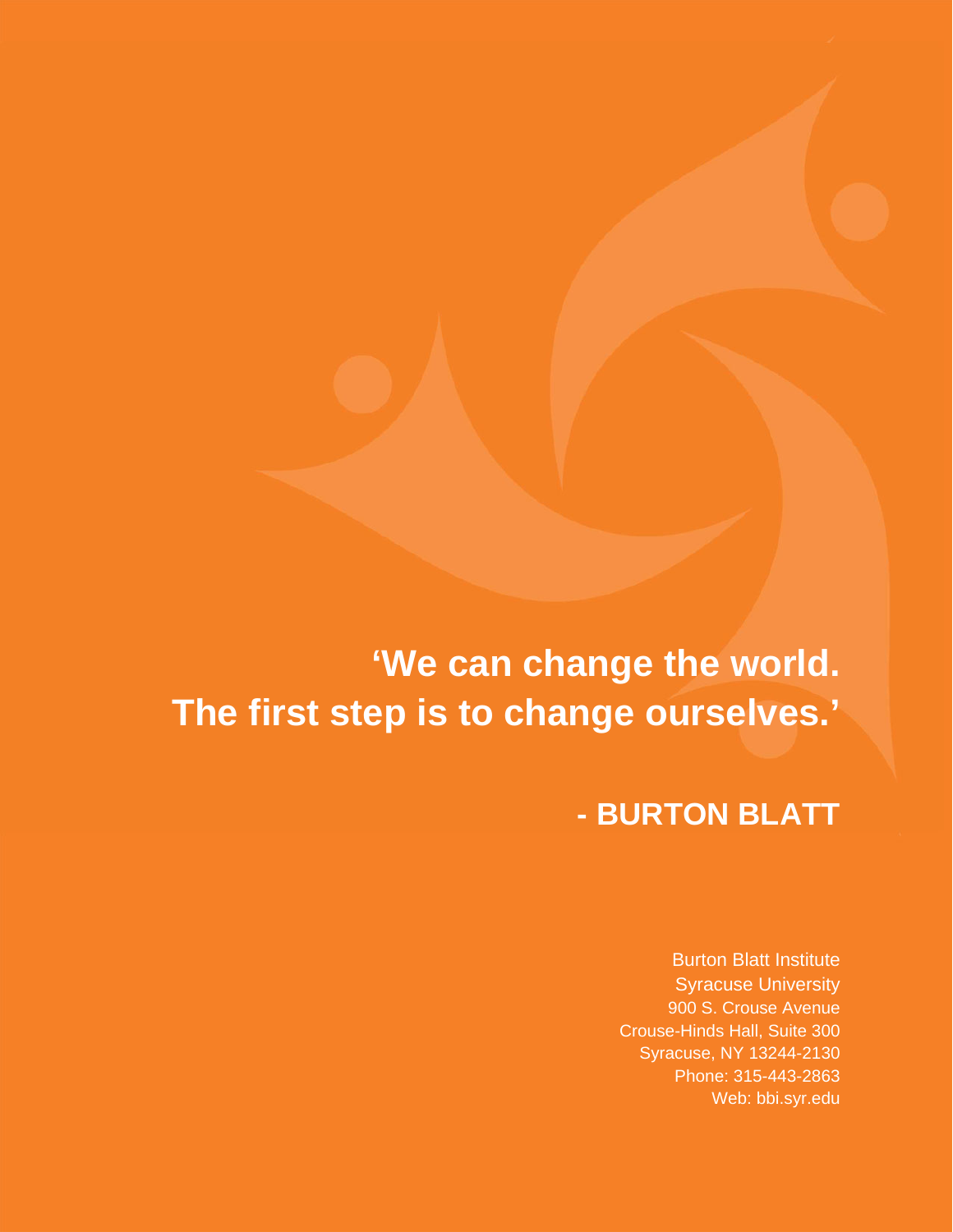**'We can change the world.
The first step is to change ourselves.'**

**- BURTON BLATT**

Burton Blatt Institute
Syracuse University
900 S. Crouse Avenue
Crouse-Hinds Hall, Suite 300
Syracuse, NY 13244-2130
Phone: 315-443-2863
Web: bbi.syr.edu